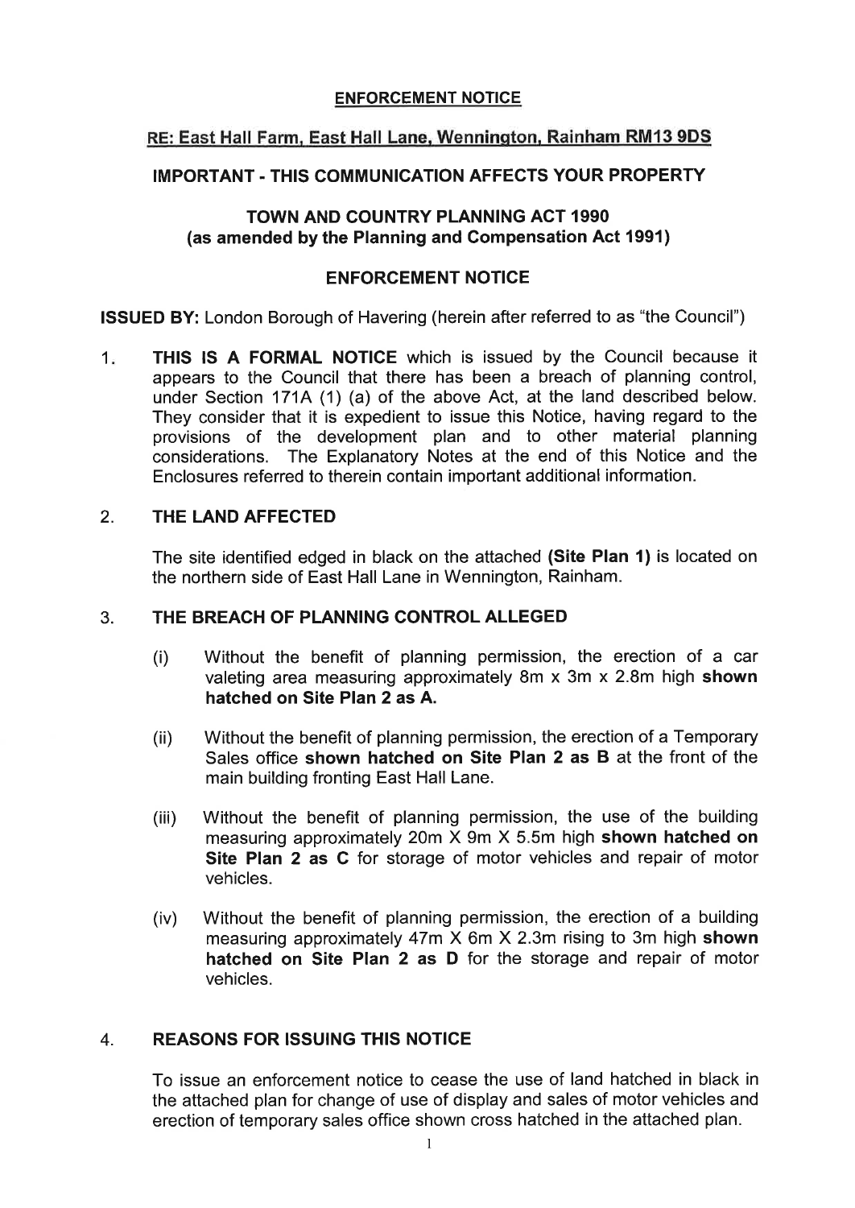**ENFORCEMENT NOTICE**

**RE: East Hall Farm, East Hall Lane, Wennington, Rainham RM13 9DS**

**IMPORTANT - THIS COMMUNICATION AFFECTS YOUR PROPERTY**

**TOWN AND COUNTRY PLANNING ACT 1990**
**(as amended by the Planning and Compensation Act 1991)**

**ENFORCEMENT NOTICE**

**ISSUED BY:** London Borough of Havering (herein after referred to as "the Council")

1. **THIS IS A FORMAL NOTICE** which is issued by the Council because it appears to the Council that there has been a breach of planning control, under Section 171A (1) (a) of the above Act, at the land described below. They consider that it is expedient to issue this Notice, having regard to the provisions of the development plan and to other material planning considerations. The Explanatory Notes at the end of this Notice and the Enclosures referred to therein contain important additional information.

2. **THE LAND AFFECTED**

   The site identified edged in black on the attached **(Site Plan 1)** is located on the northern side of East Hall Lane in Wennington, Rainham.

3. **THE BREACH OF PLANNING CONTROL ALLEGED**

   (i) Without the benefit of planning permission, the erection of a car valeting area measuring approximately 8m x 3m x 2.8m high **shown hatched on Site Plan 2 as A.**

   (ii) Without the benefit of planning permission, the erection of a Temporary Sales office **shown hatched on Site Plan 2 as B** at the front of the main building fronting East Hall Lane.

   (iii) Without the benefit of planning permission, the use of the building measuring approximately 20m X 9m X 5.5m high **shown hatched on Site Plan 2 as C** for storage of motor vehicles and repair of motor vehicles.

   (iv) Without the benefit of planning permission, the erection of a building measuring approximately 47m X 6m X 2.3m rising to 3m high **shown hatched on Site Plan 2 as D** for the storage and repair of motor vehicles.

4. **REASONS FOR ISSUING THIS NOTICE**

   To issue an enforcement notice to cease the use of land hatched in black in the attached plan for change of use of display and sales of motor vehicles and erection of temporary sales office shown cross hatched in the attached plan.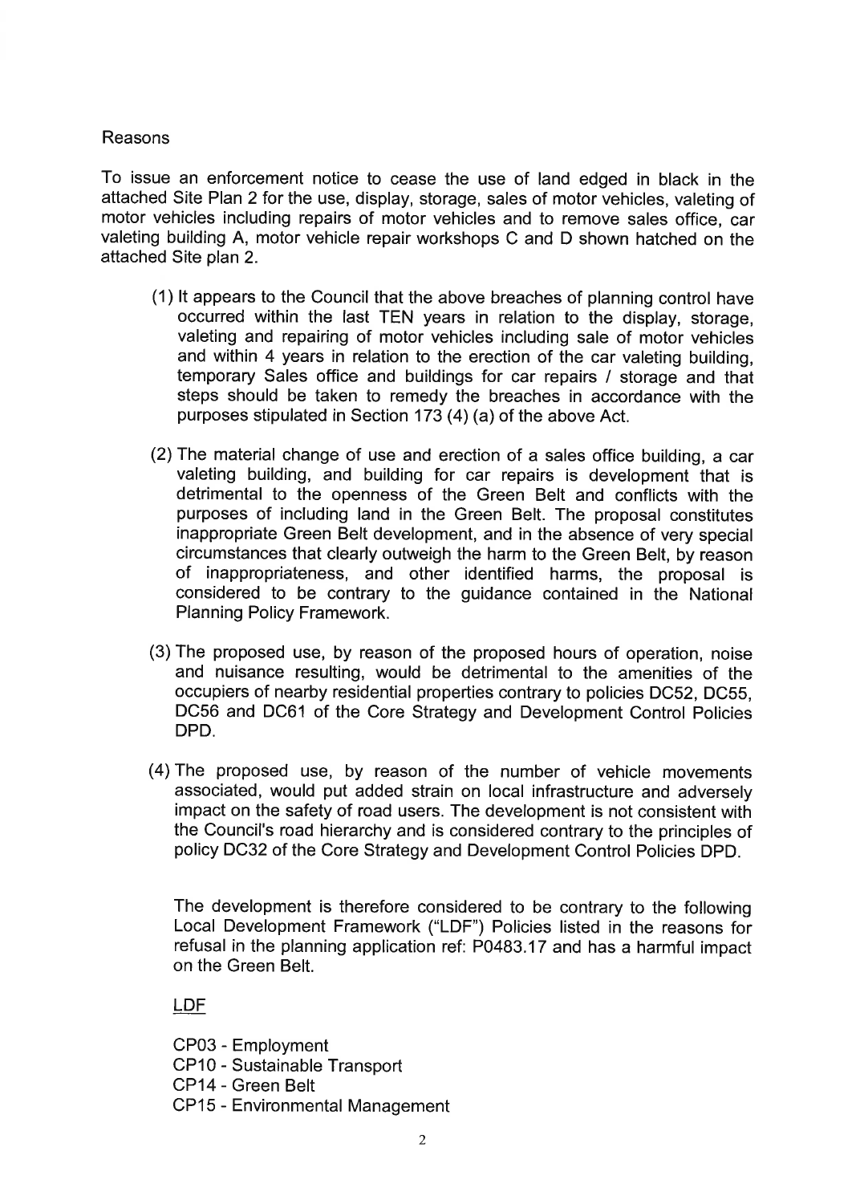Reasons

To issue an enforcement notice to cease the use of land edged in black in the attached Site Plan 2 for the use, display, storage, sales of motor vehicles, valeting of motor vehicles including repairs of motor vehicles and to remove sales office, car valeting building A, motor vehicle repair workshops C and D shown hatched on the attached Site plan 2.

(1) It appears to the Council that the above breaches of planning control have occurred within the last TEN years in relation to the display, storage, valeting and repairing of motor vehicles including sale of motor vehicles and within 4 years in relation to the erection of the car valeting building, temporary Sales office and buildings for car repairs / storage and that steps should be taken to remedy the breaches in accordance with the purposes stipulated in Section 173 (4) (a) of the above Act.

(2) The material change of use and erection of a sales office building, a car valeting building, and building for car repairs is development that is detrimental to the openness of the Green Belt and conflicts with the purposes of including land in the Green Belt. The proposal constitutes inappropriate Green Belt development, and in the absence of very special circumstances that clearly outweigh the harm to the Green Belt, by reason of inappropriateness, and other identified harms, the proposal is considered to be contrary to the guidance contained in the National Planning Policy Framework.

(3) The proposed use, by reason of the proposed hours of operation, noise and nuisance resulting, would be detrimental to the amenities of the occupiers of nearby residential properties contrary to policies DC52, DC55, DC56 and DC61 of the Core Strategy and Development Control Policies DPD.

(4) The proposed use, by reason of the number of vehicle movements associated, would put added strain on local infrastructure and adversely impact on the safety of road users. The development is not consistent with the Council's road hierarchy and is considered contrary to the principles of policy DC32 of the Core Strategy and Development Control Policies DPD.

The development is therefore considered to be contrary to the following Local Development Framework ("LDF") Policies listed in the reasons for refusal in the planning application ref: P0483.17 and has a harmful impact on the Green Belt.

LDF

CP03 - Employment
CP10 - Sustainable Transport
CP14 - Green Belt
CP15 - Environmental Management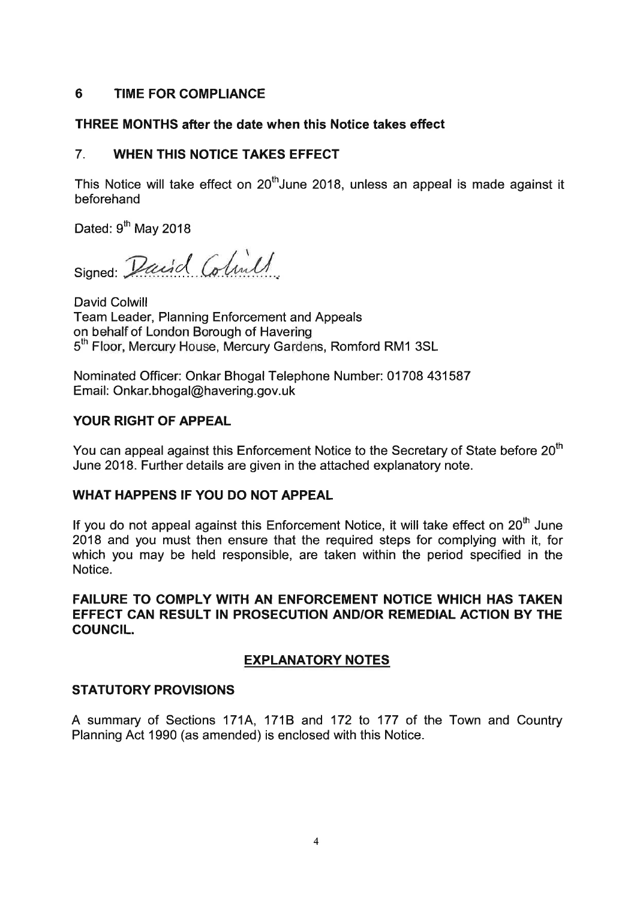## 6 TIME FOR COMPLIANCE

**THREE MONTHS after the date when this Notice takes effect**

## 7. WHEN THIS NOTICE TAKES EFFECT

This Notice will take effect on 20th June 2018, unless an appeal is made against it beforehand

Dated: 9th May 2018

Signed: David Colwill

David Colwill
Team Leader, Planning Enforcement and Appeals
on behalf of London Borough of Havering
5th Floor, Mercury House, Mercury Gardens, Romford RM1 3SL

Nominated Officer: Onkar Bhogal Telephone Number: 01708 431587
Email: Onkar.bhogal@havering.gov.uk

**YOUR RIGHT OF APPEAL**

You can appeal against this Enforcement Notice to the Secretary of State before 20th June 2018. Further details are given in the attached explanatory note.

**WHAT HAPPENS IF YOU DO NOT APPEAL**

If you do not appeal against this Enforcement Notice, it will take effect on 20th June 2018 and you must then ensure that the required steps for complying with it, for which you may be held responsible, are taken within the period specified in the Notice.

**FAILURE TO COMPLY WITH AN ENFORCEMENT NOTICE WHICH HAS TAKEN EFFECT CAN RESULT IN PROSECUTION AND/OR REMEDIAL ACTION BY THE COUNCIL.**

**EXPLANATORY NOTES**

**STATUTORY PROVISIONS**

A summary of Sections 171A, 171B and 172 to 177 of the Town and Country Planning Act 1990 (as amended) is enclosed with this Notice.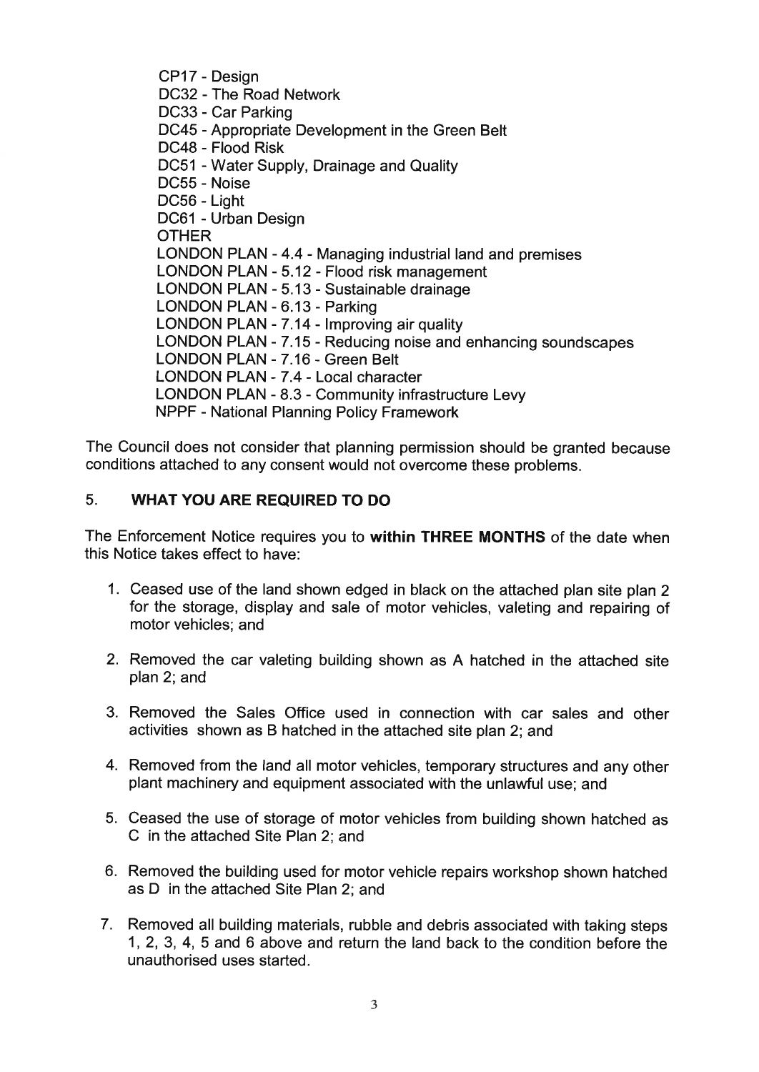CP17 - Design
DC32 - The Road Network
DC33 - Car Parking
DC45 - Appropriate Development in the Green Belt
DC48 - Flood Risk
DC51 - Water Supply, Drainage and Quality
DC55 - Noise
DC56 - Light
DC61 - Urban Design
OTHER
LONDON PLAN - 4.4 - Managing industrial land and premises
LONDON PLAN - 5.12 - Flood risk management
LONDON PLAN - 5.13 - Sustainable drainage
LONDON PLAN - 6.13 - Parking
LONDON PLAN - 7.14 - Improving air quality
LONDON PLAN - 7.15 - Reducing noise and enhancing soundscapes
LONDON PLAN - 7.16 - Green Belt
LONDON PLAN - 7.4 - Local character
LONDON PLAN - 8.3 - Community infrastructure Levy
NPPF - National Planning Policy Framework

The Council does not consider that planning permission should be granted because conditions attached to any consent would not overcome these problems.

## 5. WHAT YOU ARE REQUIRED TO DO

The Enforcement Notice requires you to **within THREE MONTHS** of the date when this Notice takes effect to have:

1. Ceased use of the land shown edged in black on the attached plan site plan 2 for the storage, display and sale of motor vehicles, valeting and repairing of motor vehicles; and

2. Removed the car valeting building shown as A hatched in the attached site plan 2; and

3. Removed the Sales Office used in connection with car sales and other activities shown as B hatched in the attached site plan 2; and

4. Removed from the land all motor vehicles, temporary structures and any other plant machinery and equipment associated with the unlawful use; and

5. Ceased the use of storage of motor vehicles from building shown hatched as C in the attached Site Plan 2; and

6. Removed the building used for motor vehicle repairs workshop shown hatched as D in the attached Site Plan 2; and

7. Removed all building materials, rubble and debris associated with taking steps 1, 2, 3, 4, 5 and 6 above and return the land back to the condition before the unauthorised uses started.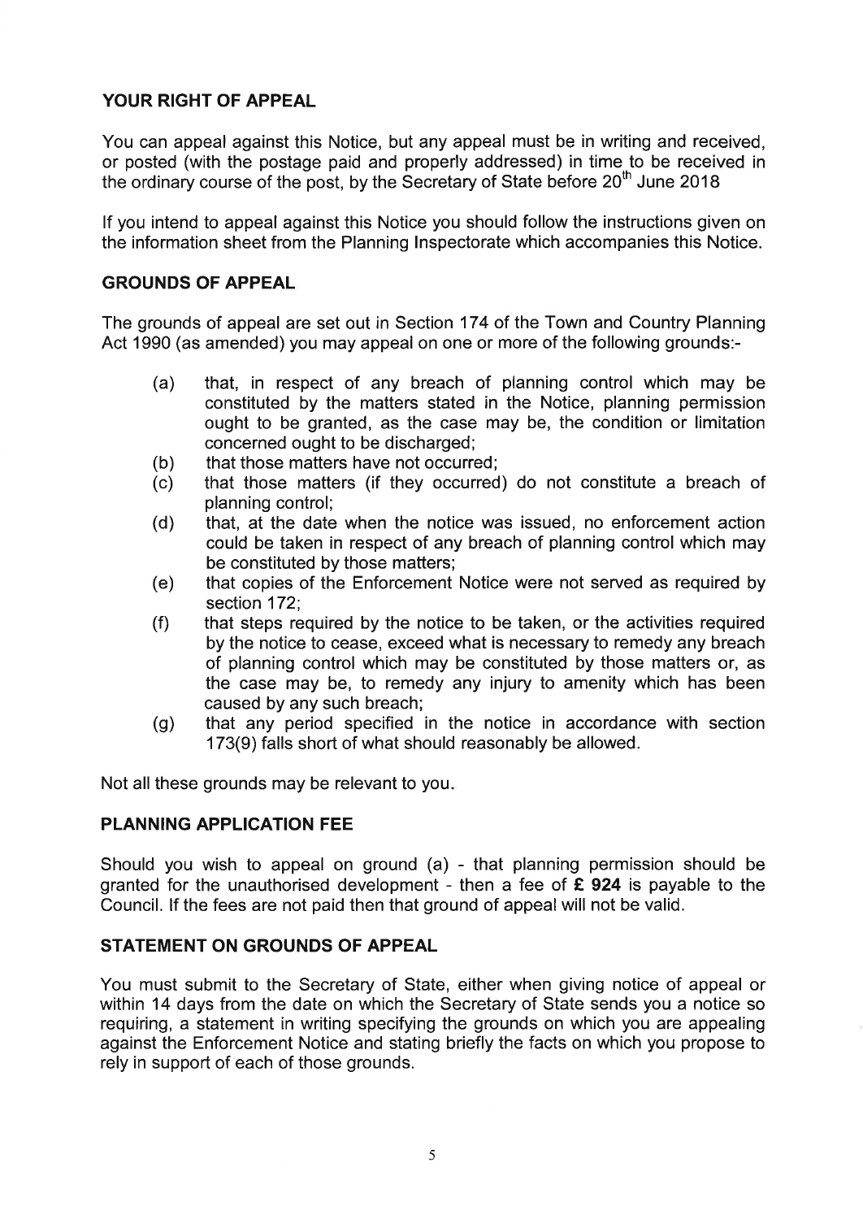## YOUR RIGHT OF APPEAL

You can appeal against this Notice, but any appeal must be in writing and received, or posted (with the postage paid and properly addressed) in time to be received in the ordinary course of the post, by the Secretary of State before 20th June 2018

If you intend to appeal against this Notice you should follow the instructions given on the information sheet from the Planning Inspectorate which accompanies this Notice.

## GROUNDS OF APPEAL

The grounds of appeal are set out in Section 174 of the Town and Country Planning Act 1990 (as amended) you may appeal on one or more of the following grounds:-

(a) that, in respect of any breach of planning control which may be constituted by the matters stated in the Notice, planning permission ought to be granted, as the case may be, the condition or limitation concerned ought to be discharged;

(b) that those matters have not occurred;

(c) that those matters (if they occurred) do not constitute a breach of planning control;

(d) that, at the date when the notice was issued, no enforcement action could be taken in respect of any breach of planning control which may be constituted by those matters;

(e) that copies of the Enforcement Notice were not served as required by section 172;

(f) that steps required by the notice to be taken, or the activities required by the notice to cease, exceed what is necessary to remedy any breach of planning control which may be constituted by those matters or, as the case may be, to remedy any injury to amenity which has been caused by any such breach;

(g) that any period specified in the notice in accordance with section 173(9) falls short of what should reasonably be allowed.

Not all these grounds may be relevant to you.

## PLANNING APPLICATION FEE

Should you wish to appeal on ground (a) - that planning permission should be granted for the unauthorised development - then a fee of **£ 924** is payable to the Council. If the fees are not paid then that ground of appeal will not be valid.

## STATEMENT ON GROUNDS OF APPEAL

You must submit to the Secretary of State, either when giving notice of appeal or within 14 days from the date on which the Secretary of State sends you a notice so requiring, a statement in writing specifying the grounds on which you are appealing against the Enforcement Notice and stating briefly the facts on which you propose to rely in support of each of those grounds.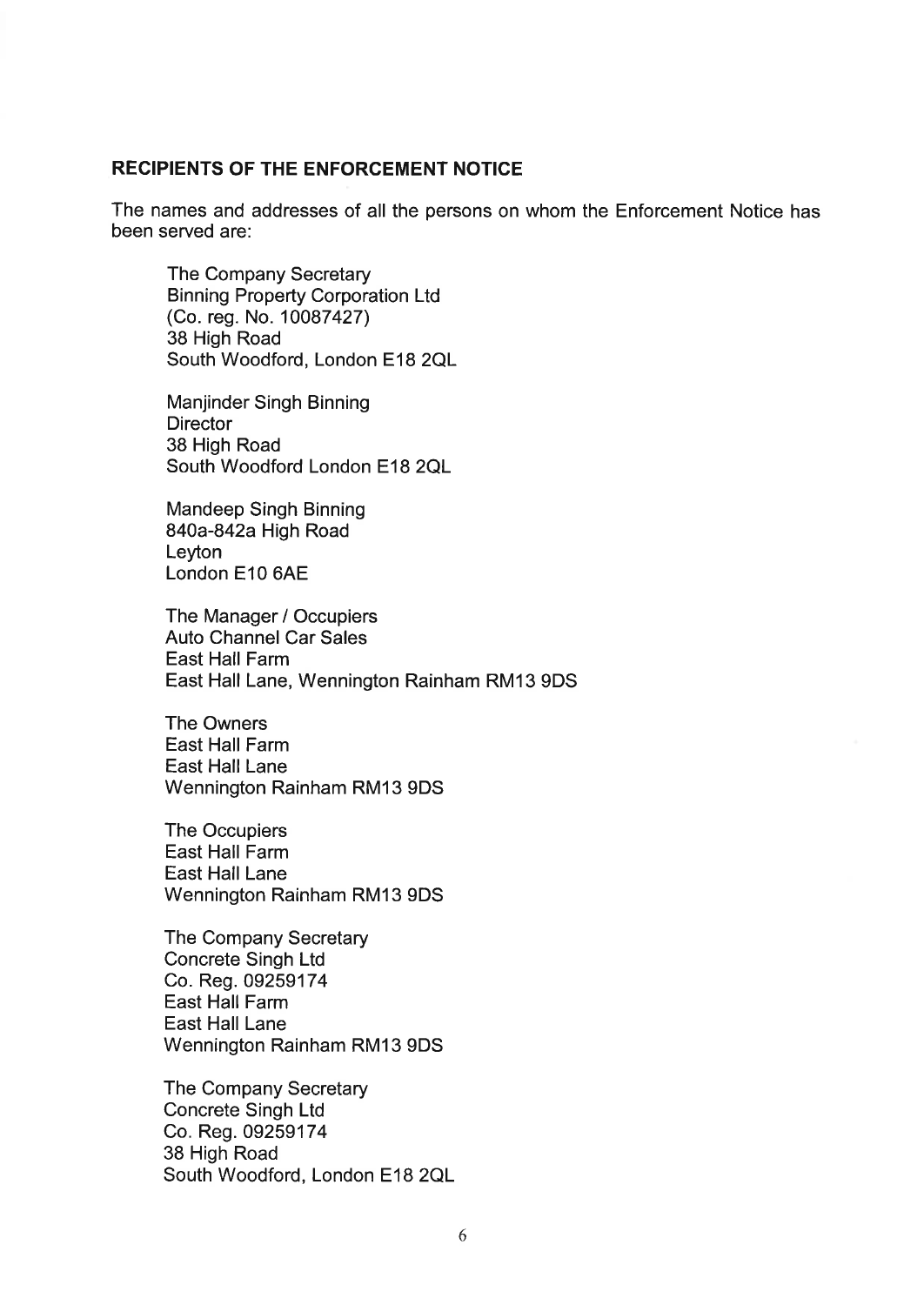**RECIPIENTS OF THE ENFORCEMENT NOTICE**

The names and addresses of all the persons on whom the Enforcement Notice has been served are:

The Company Secretary
Binning Property Corporation Ltd
(Co. reg. No. 10087427)
38 High Road
South Woodford, London E18 2QL

Manjinder Singh Binning
Director
38 High Road
South Woodford London E18 2QL

Mandeep Singh Binning
840a-842a High Road
Leyton
London E10 6AE

The Manager / Occupiers
Auto Channel Car Sales
East Hall Farm
East Hall Lane, Wennington Rainham RM13 9DS

The Owners
East Hall Farm
East Hall Lane
Wennington Rainham RM13 9DS

The Occupiers
East Hall Farm
East Hall Lane
Wennington Rainham RM13 9DS

The Company Secretary
Concrete Singh Ltd
Co. Reg. 09259174
East Hall Farm
East Hall Lane
Wennington Rainham RM13 9DS

The Company Secretary
Concrete Singh Ltd
Co. Reg. 09259174
38 High Road
South Woodford, London E18 2QL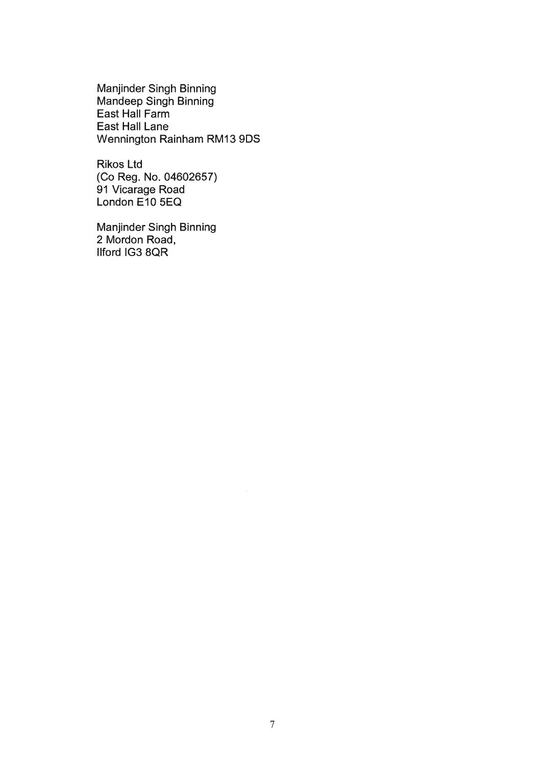Manjinder Singh Binning
Mandeep Singh Binning
East Hall Farm
East Hall Lane
Wennington Rainham RM13 9DS

Rikos Ltd
(Co Reg. No. 04602657)
91 Vicarage Road
London E10 5EQ

Manjinder Singh Binning
2 Mordon Road,
Ilford IG3 8QR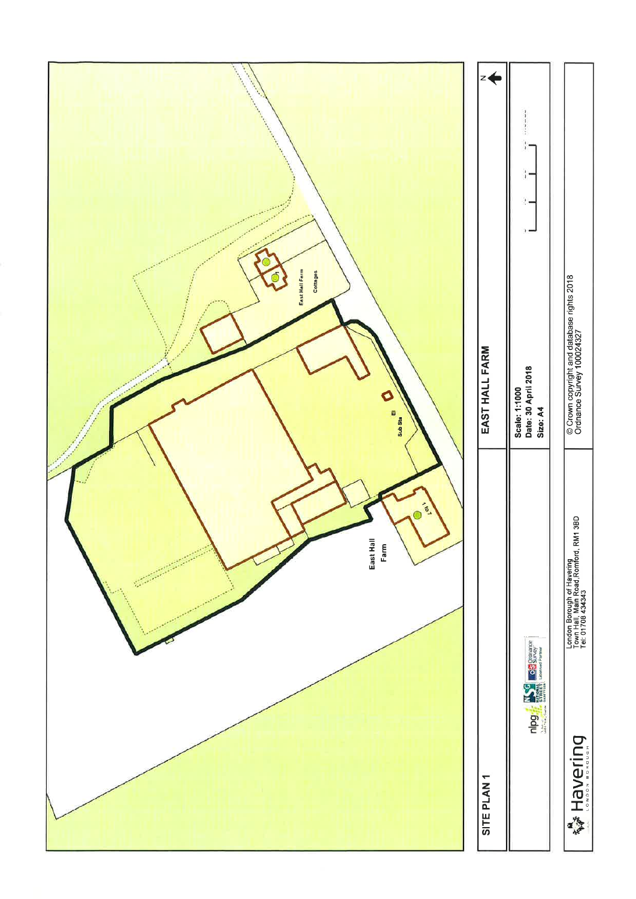East Hall Farm Cottages

1

El

Sub Sta

1 to 7

East Hall Farm

**SITE PLAN 1**

**EAST HALL FARM**

**Scale: 1:1000**
**Date: 30 April 2018**
**Size: A4**

© Crown copyright and database rights 2018
Ordnance Survey 100024327

Havering
LONDON BOROUGH

London Borough of Havering
Town Hall, Main Road, Romford, RM1 3BD
Tel: 01708 434343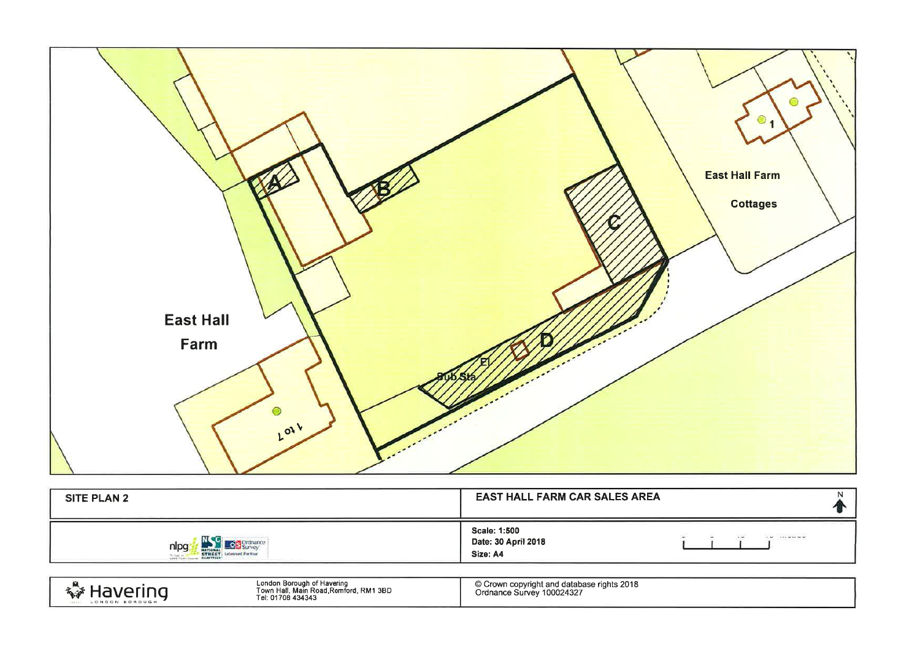East Hall Farm Cottages

1

East Hall Farm

1 to 7

A

B

C

D

El Sub Sta

| SITE PLAN 2 | EAST HALL FARM CAR SALES AREA |
|---|---|
| | Scale: 1:500<br>Date: 30 April 2018<br>Size: A4 |

N

Havering
LONDON BOROUGH

London Borough of Havering
Town Hall, Main Road, Romford, RM1 3BD
Tel: 01708 434343

© Crown copyright and database rights 2018
Ordnance Survey 100024327